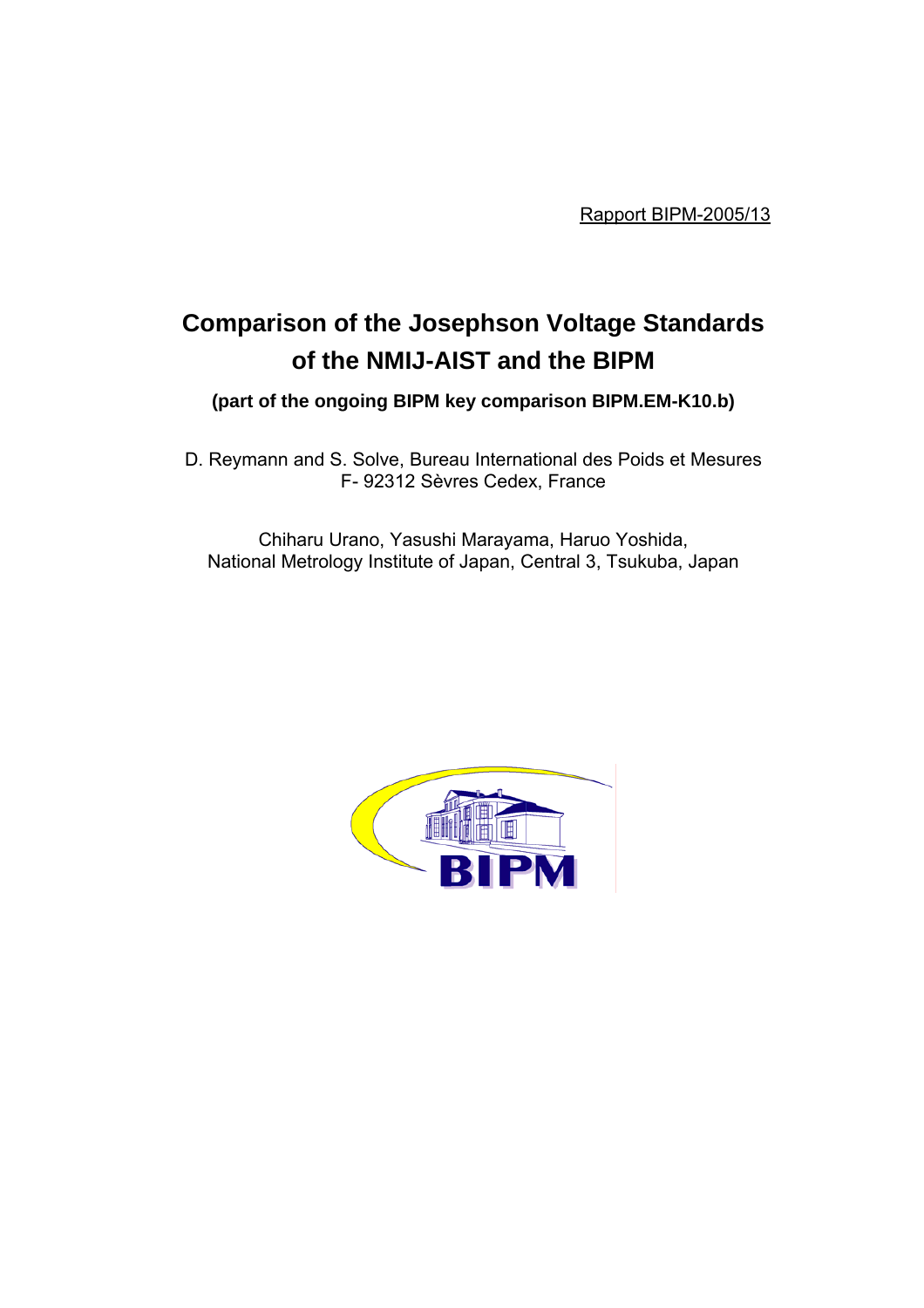Rapport BIPM-2005/13

# Comparison of the Josephson Voltage Standards of the NMIJ-AIST and the BIPM

**(part of the ongoing BIPM key comparison BIPM.EM-K10.b)**

D. Reymann and S. Solve, Bureau International des Poids et Mesures
F- 92312 Sèvres Cedex, France

Chiharu Urano, Yasushi Marayama, Haruo Yoshida,
National Metrology Institute of Japan, Central 3, Tsukuba, Japan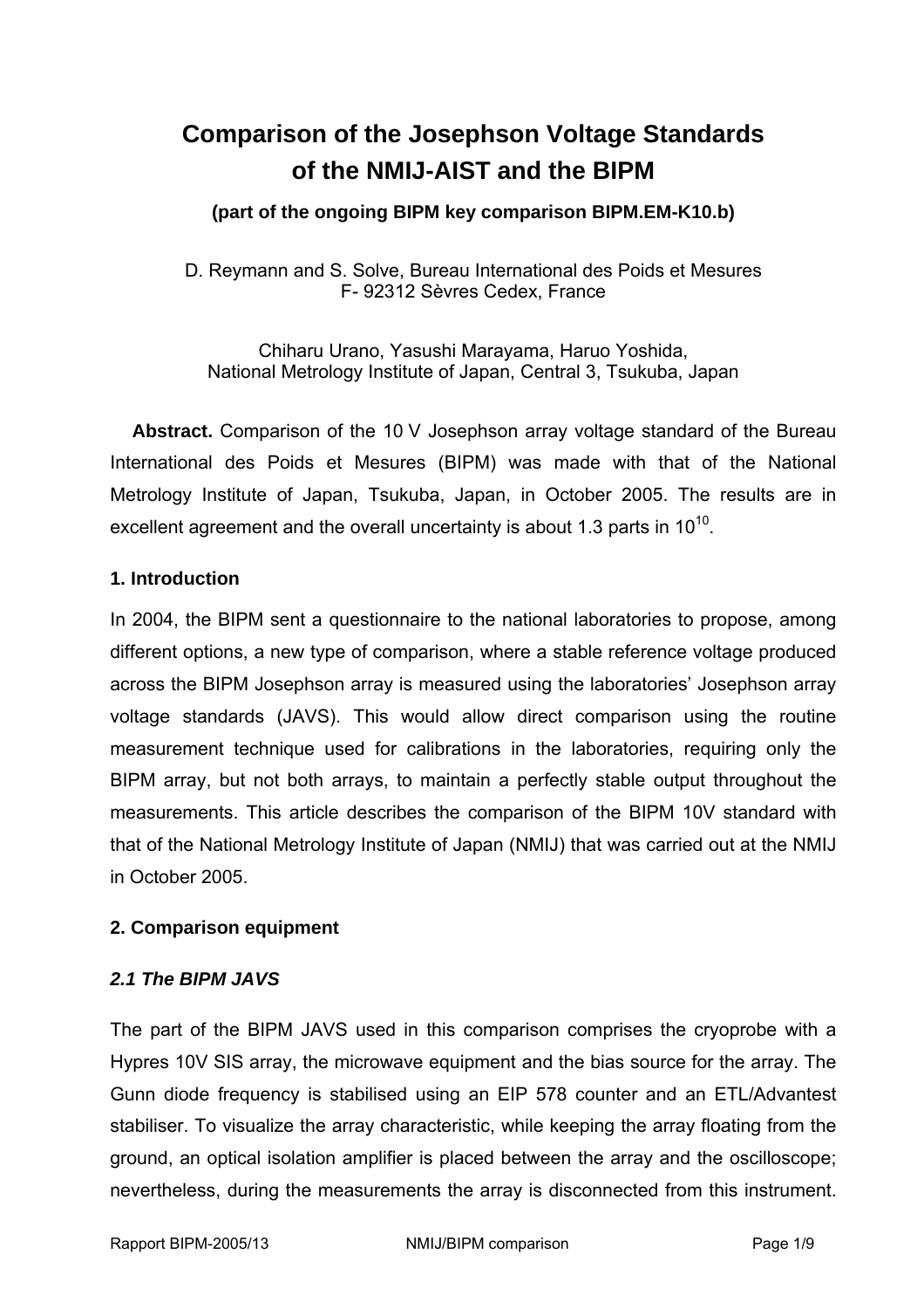# Comparison of the Josephson Voltage Standards of the NMIJ-AIST and the BIPM

**(part of the ongoing BIPM key comparison BIPM.EM-K10.b)**

D. Reymann and S. Solve, Bureau International des Poids et Mesures
F- 92312 Sèvres Cedex, France

Chiharu Urano, Yasushi Marayama, Haruo Yoshida,
National Metrology Institute of Japan, Central 3, Tsukuba, Japan

**Abstract.** Comparison of the 10 V Josephson array voltage standard of the Bureau International des Poids et Mesures (BIPM) was made with that of the National Metrology Institute of Japan, Tsukuba, Japan, in October 2005. The results are in excellent agreement and the overall uncertainty is about 1.3 parts in $10^{10}$.

## 1. Introduction

In 2004, the BIPM sent a questionnaire to the national laboratories to propose, among different options, a new type of comparison, where a stable reference voltage produced across the BIPM Josephson array is measured using the laboratories' Josephson array voltage standards (JAVS). This would allow direct comparison using the routine measurement technique used for calibrations in the laboratories, requiring only the BIPM array, but not both arrays, to maintain a perfectly stable output throughout the measurements. This article describes the comparison of the BIPM 10V standard with that of the National Metrology Institute of Japan (NMIJ) that was carried out at the NMIJ in October 2005.

## 2. Comparison equipment

### *2.1 The BIPM JAVS*

The part of the BIPM JAVS used in this comparison comprises the cryoprobe with a Hypres 10V SIS array, the microwave equipment and the bias source for the array. The Gunn diode frequency is stabilised using an EIP 578 counter and an ETL/Advantest stabiliser. To visualize the array characteristic, while keeping the array floating from the ground, an optical isolation amplifier is placed between the array and the oscilloscope; nevertheless, during the measurements the array is disconnected from this instrument.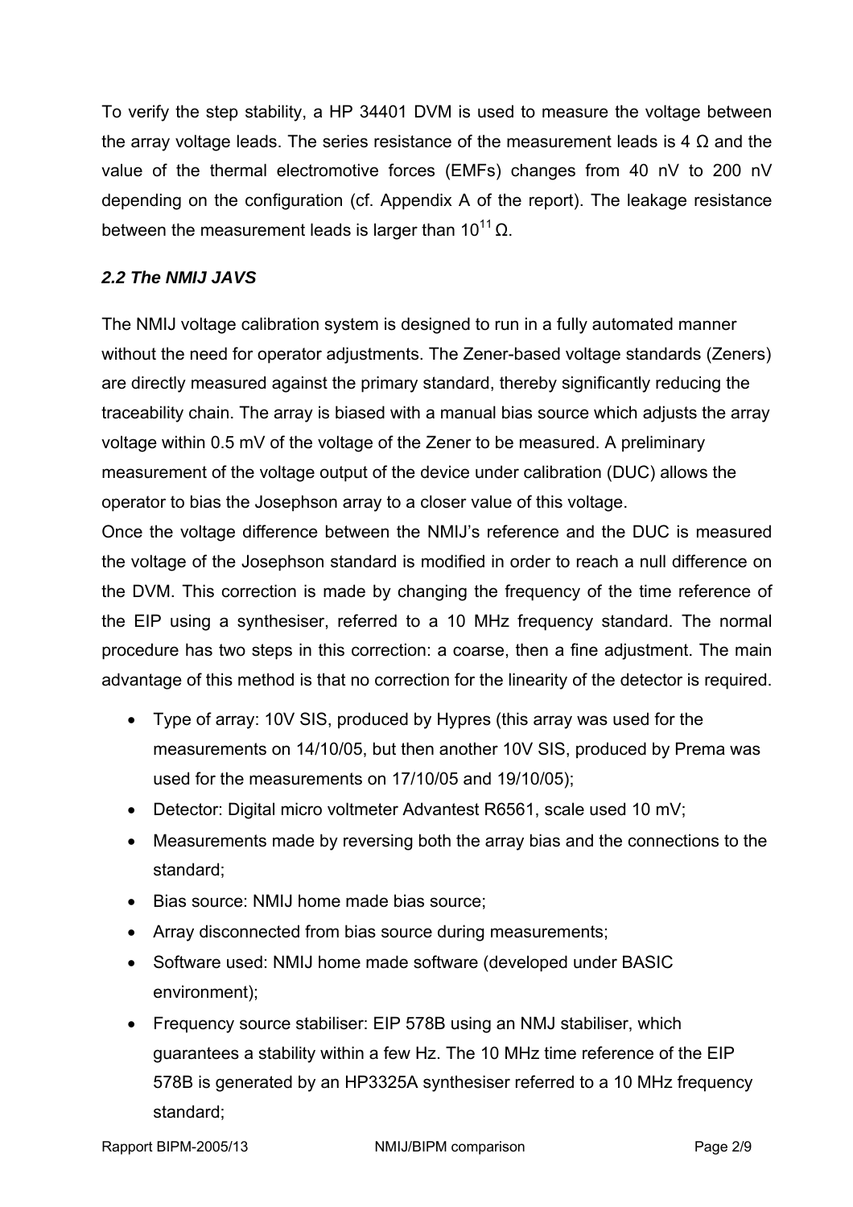To verify the step stability, a HP 34401 DVM is used to measure the voltage between the array voltage leads. The series resistance of the measurement leads is 4 Ω and the value of the thermal electromotive forces (EMFs) changes from 40 nV to 200 nV depending on the configuration (cf. Appendix A of the report). The leakage resistance between the measurement leads is larger than $10^{11}$ Ω.

### *2.2 The NMIJ JAVS*

The NMIJ voltage calibration system is designed to run in a fully automated manner without the need for operator adjustments. The Zener-based voltage standards (Zeners) are directly measured against the primary standard, thereby significantly reducing the traceability chain. The array is biased with a manual bias source which adjusts the array voltage within 0.5 mV of the voltage of the Zener to be measured. A preliminary measurement of the voltage output of the device under calibration (DUC) allows the operator to bias the Josephson array to a closer value of this voltage.

Once the voltage difference between the NMIJ's reference and the DUC is measured the voltage of the Josephson standard is modified in order to reach a null difference on the DVM. This correction is made by changing the frequency of the time reference of the EIP using a synthesiser, referred to a 10 MHz frequency standard. The normal procedure has two steps in this correction: a coarse, then a fine adjustment. The main advantage of this method is that no correction for the linearity of the detector is required.

- Type of array: 10V SIS, produced by Hypres (this array was used for the measurements on 14/10/05, but then another 10V SIS, produced by Prema was used for the measurements on 17/10/05 and 19/10/05);
- Detector: Digital micro voltmeter Advantest R6561, scale used 10 mV;
- Measurements made by reversing both the array bias and the connections to the standard;
- Bias source: NMIJ home made bias source;
- Array disconnected from bias source during measurements;
- Software used: NMIJ home made software (developed under BASIC environment);
- Frequency source stabiliser: EIP 578B using an NMJ stabiliser, which guarantees a stability within a few Hz. The 10 MHz time reference of the EIP 578B is generated by an HP3325A synthesiser referred to a 10 MHz frequency standard;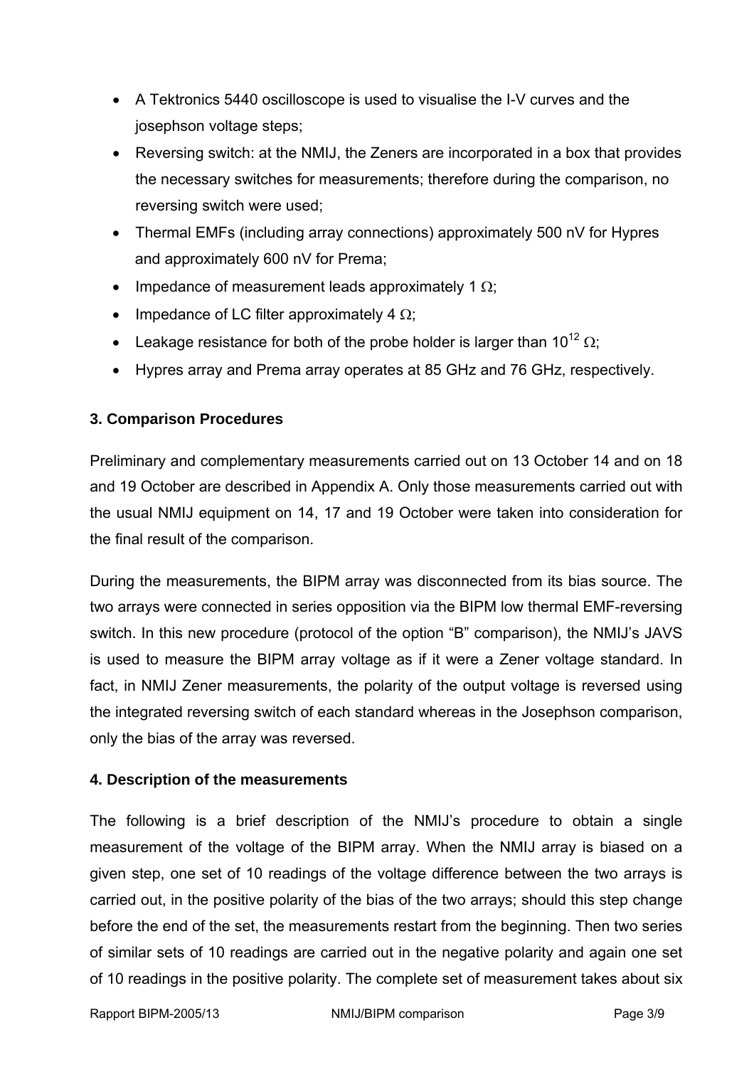- A Tektronics 5440 oscilloscope is used to visualise the I-V curves and the josephson voltage steps;
- Reversing switch: at the NMIJ, the Zeners are incorporated in a box that provides the necessary switches for measurements; therefore during the comparison, no reversing switch were used;
- Thermal EMFs (including array connections) approximately 500 nV for Hypres and approximately 600 nV for Prema;
- Impedance of measurement leads approximately 1 $\Omega$;
- Impedance of LC filter approximately 4 $\Omega$;
- Leakage resistance for both of the probe holder is larger than $10^{12}$ $\Omega$;
- Hypres array and Prema array operates at 85 GHz and 76 GHz, respectively.

### 3. Comparison Procedures

Preliminary and complementary measurements carried out on 13 October 14 and on 18 and 19 October are described in Appendix A. Only those measurements carried out with the usual NMIJ equipment on 14, 17 and 19 October were taken into consideration for the final result of the comparison.

During the measurements, the BIPM array was disconnected from its bias source. The two arrays were connected in series opposition via the BIPM low thermal EMF-reversing switch. In this new procedure (protocol of the option "B" comparison), the NMIJ's JAVS is used to measure the BIPM array voltage as if it were a Zener voltage standard. In fact, in NMIJ Zener measurements, the polarity of the output voltage is reversed using the integrated reversing switch of each standard whereas in the Josephson comparison, only the bias of the array was reversed.

### 4. Description of the measurements

The following is a brief description of the NMIJ's procedure to obtain a single measurement of the voltage of the BIPM array. When the NMIJ array is biased on a given step, one set of 10 readings of the voltage difference between the two arrays is carried out, in the positive polarity of the bias of the two arrays; should this step change before the end of the set, the measurements restart from the beginning. Then two series of similar sets of 10 readings are carried out in the negative polarity and again one set of 10 readings in the positive polarity. The complete set of measurement takes about six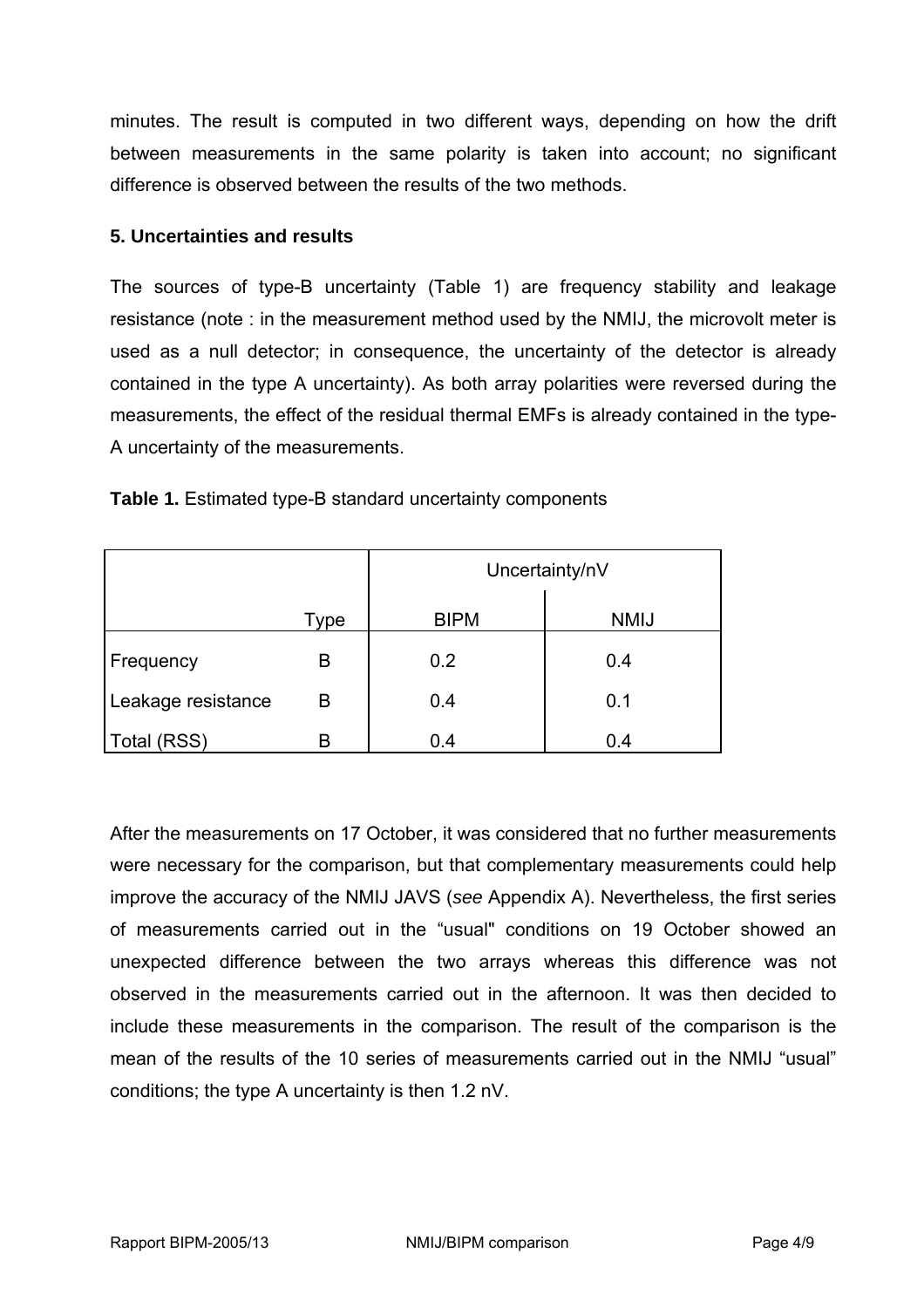minutes. The result is computed in two different ways, depending on how the drift between measurements in the same polarity is taken into account; no significant difference is observed between the results of the two methods.

**5. Uncertainties and results**

The sources of type-B uncertainty (Table 1) are frequency stability and leakage resistance (note : in the measurement method used by the NMIJ, the microvolt meter is used as a null detector; in consequence, the uncertainty of the detector is already contained in the type A uncertainty). As both array polarities were reversed during the measurements, the effect of the residual thermal EMFs is already contained in the type-A uncertainty of the measurements.

**Table 1.** Estimated type-B standard uncertainty components

| | | Uncertainty/nV | |
|---|---|---|---|
| | Type | BIPM | NMIJ |
| Frequency | B | 0.2 | 0.4 |
| Leakage resistance | B | 0.4 | 0.1 |
| Total (RSS) | B | 0.4 | 0.4 |

After the measurements on 17 October, it was considered that no further measurements were necessary for the comparison, but that complementary measurements could help improve the accuracy of the NMIJ JAVS (*see* Appendix A). Nevertheless, the first series of measurements carried out in the "usual" conditions on 19 October showed an unexpected difference between the two arrays whereas this difference was not observed in the measurements carried out in the afternoon. It was then decided to include these measurements in the comparison. The result of the comparison is the mean of the results of the 10 series of measurements carried out in the NMIJ "usual" conditions; the type A uncertainty is then 1.2 nV.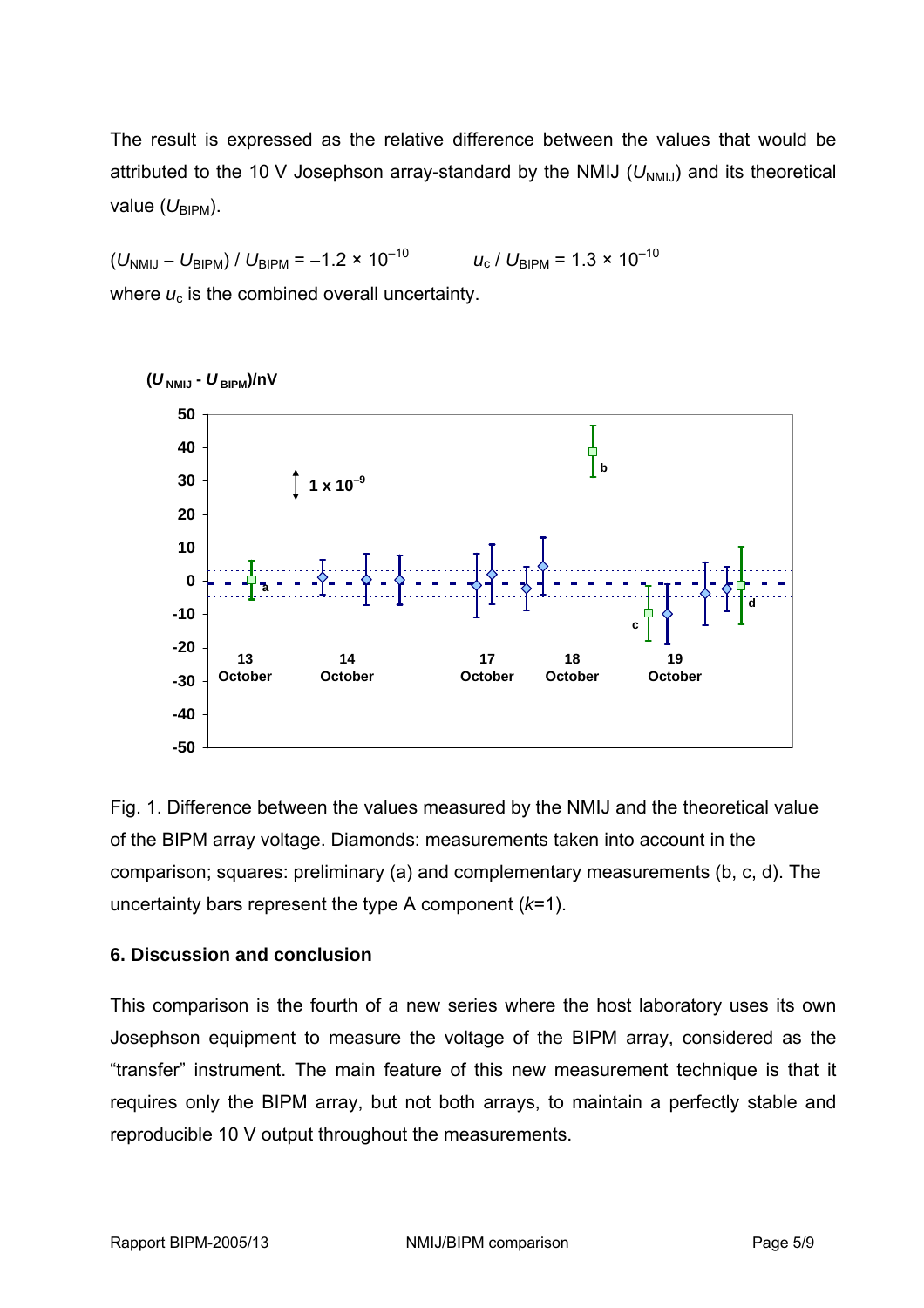The result is expressed as the relative difference between the values that would be attributed to the 10 V Josephson array-standard by the NMIJ ($U_{NMIJ}$) and its theoretical value ($U_{BIPM}$).

$(U_{NMIJ} - U_{BIPM}) / U_{BIPM} = -1.2 \times 10^{-10}$ $\qquad$ $u_c / U_{BIPM} = 1.3 \times 10^{-10}$

where $u_c$ is the combined overall uncertainty.

Fig. 1. Difference between the values measured by the NMIJ and the theoretical value of the BIPM array voltage. Diamonds: measurements taken into account in the comparison; squares: preliminary (a) and complementary measurements (b, c, d). The uncertainty bars represent the type A component ($k$=1).

### 6. Discussion and conclusion

This comparison is the fourth of a new series where the host laboratory uses its own Josephson equipment to measure the voltage of the BIPM array, considered as the "transfer" instrument. The main feature of this new measurement technique is that it requires only the BIPM array, but not both arrays, to maintain a perfectly stable and reproducible 10 V output throughout the measurements.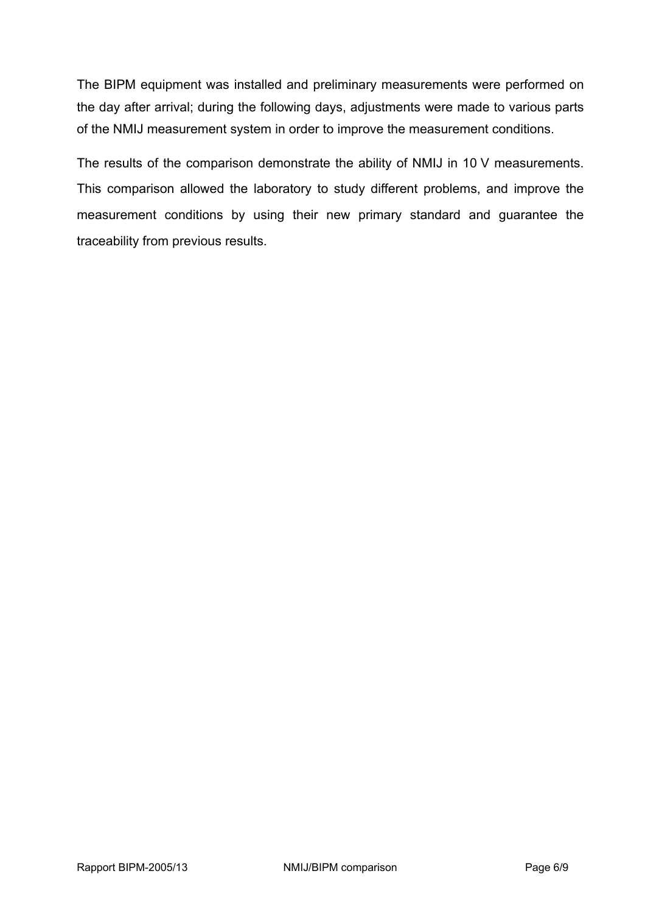The BIPM equipment was installed and preliminary measurements were performed on the day after arrival; during the following days, adjustments were made to various parts of the NMIJ measurement system in order to improve the measurement conditions.

The results of the comparison demonstrate the ability of NMIJ in 10 V measurements. This comparison allowed the laboratory to study different problems, and improve the measurement conditions by using their new primary standard and guarantee the traceability from previous results.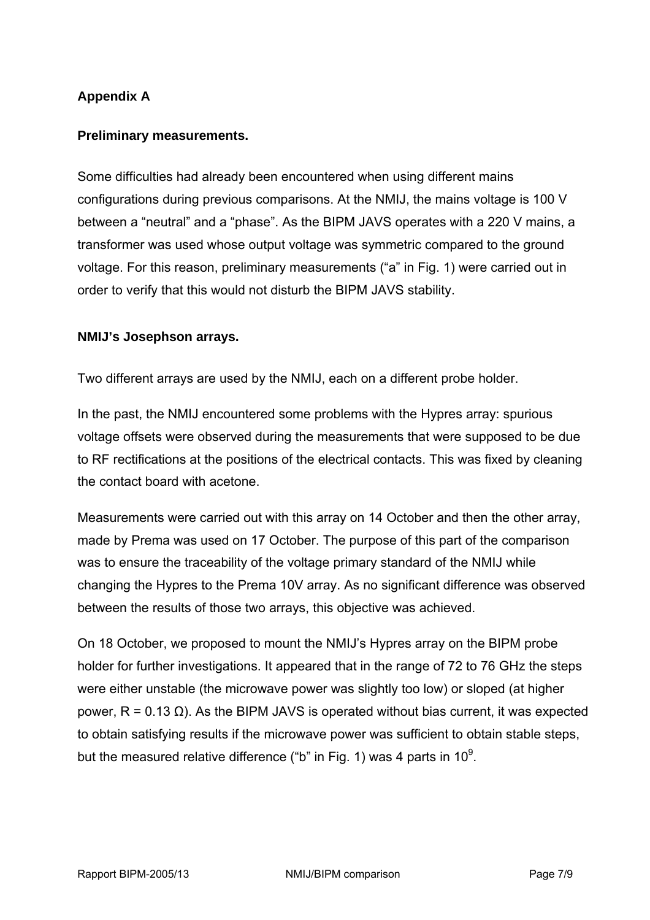## Appendix A

### Preliminary measurements.

Some difficulties had already been encountered when using different mains configurations during previous comparisons. At the NMIJ, the mains voltage is 100 V between a "neutral" and a "phase". As the BIPM JAVS operates with a 220 V mains, a transformer was used whose output voltage was symmetric compared to the ground voltage. For this reason, preliminary measurements ("a" in Fig. 1) were carried out in order to verify that this would not disturb the BIPM JAVS stability.

### NMIJ's Josephson arrays.

Two different arrays are used by the NMIJ, each on a different probe holder.

In the past, the NMIJ encountered some problems with the Hypres array: spurious voltage offsets were observed during the measurements that were supposed to be due to RF rectifications at the positions of the electrical contacts. This was fixed by cleaning the contact board with acetone.

Measurements were carried out with this array on 14 October and then the other array, made by Prema was used on 17 October. The purpose of this part of the comparison was to ensure the traceability of the voltage primary standard of the NMIJ while changing the Hypres to the Prema 10V array. As no significant difference was observed between the results of those two arrays, this objective was achieved.

On 18 October, we proposed to mount the NMIJ's Hypres array on the BIPM probe holder for further investigations. It appeared that in the range of 72 to 76 GHz the steps were either unstable (the microwave power was slightly too low) or sloped (at higher power, $R = 0.13\ \Omega$). As the BIPM JAVS is operated without bias current, it was expected to obtain satisfying results if the microwave power was sufficient to obtain stable steps, but the measured relative difference ("b" in Fig. 1) was 4 parts in $10^9$.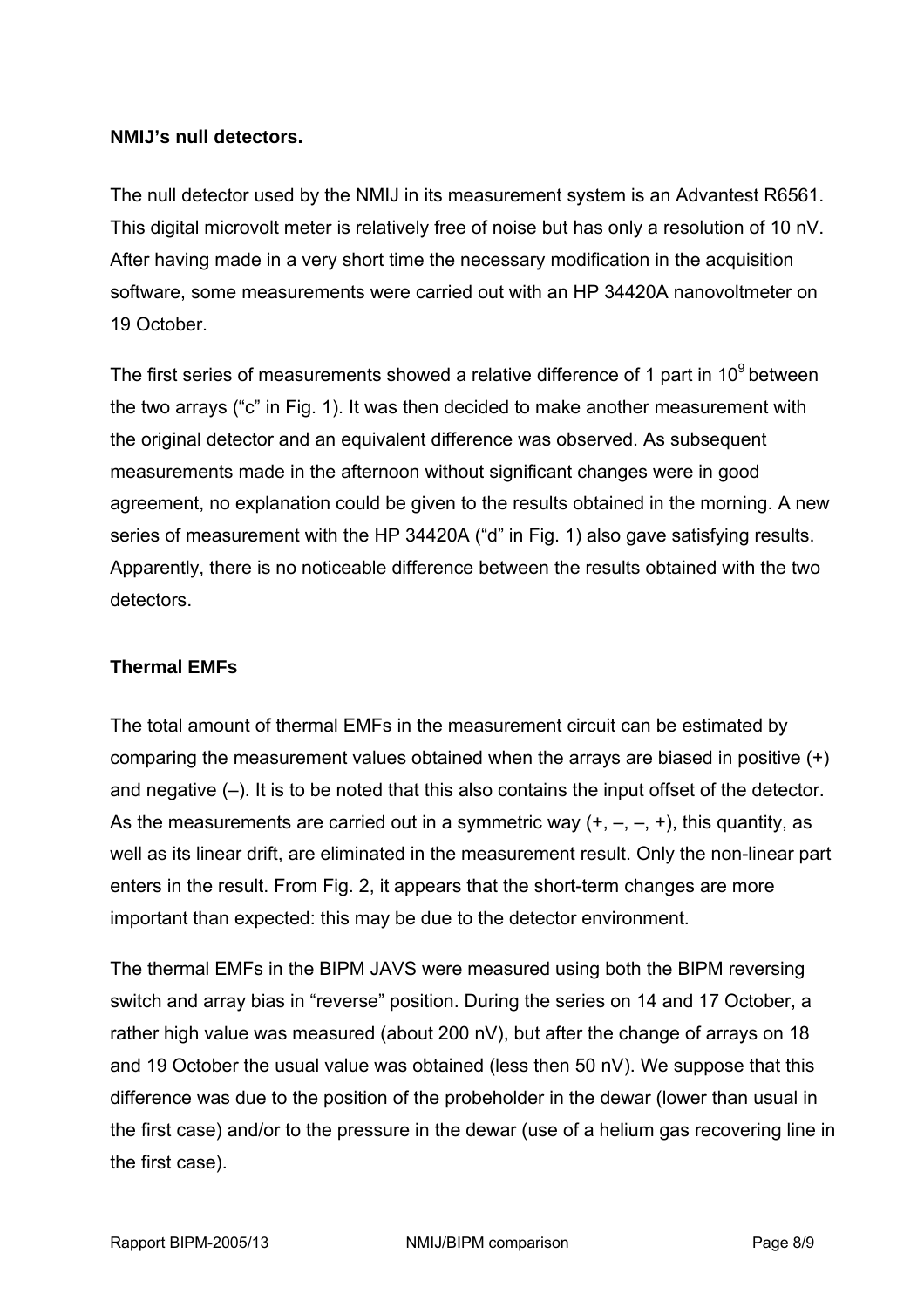**NMIJ's null detectors.**

The null detector used by the NMIJ in its measurement system is an Advantest R6561. This digital microvolt meter is relatively free of noise but has only a resolution of 10 nV. After having made in a very short time the necessary modification in the acquisition software, some measurements were carried out with an HP 34420A nanovoltmeter on 19 October.

The first series of measurements showed a relative difference of 1 part in $10^9$ between the two arrays ("c" in Fig. 1). It was then decided to make another measurement with the original detector and an equivalent difference was observed. As subsequent measurements made in the afternoon without significant changes were in good agreement, no explanation could be given to the results obtained in the morning. A new series of measurement with the HP 34420A ("d" in Fig. 1) also gave satisfying results. Apparently, there is no noticeable difference between the results obtained with the two detectors.

**Thermal EMFs**

The total amount of thermal EMFs in the measurement circuit can be estimated by comparing the measurement values obtained when the arrays are biased in positive (+) and negative (–). It is to be noted that this also contains the input offset of the detector. As the measurements are carried out in a symmetric way (+, –, –, +), this quantity, as well as its linear drift, are eliminated in the measurement result. Only the non-linear part enters in the result. From Fig. 2, it appears that the short-term changes are more important than expected: this may be due to the detector environment.

The thermal EMFs in the BIPM JAVS were measured using both the BIPM reversing switch and array bias in "reverse" position. During the series on 14 and 17 October, a rather high value was measured (about 200 nV), but after the change of arrays on 18 and 19 October the usual value was obtained (less then 50 nV). We suppose that this difference was due to the position of the probeholder in the dewar (lower than usual in the first case) and/or to the pressure in the dewar (use of a helium gas recovering line in the first case).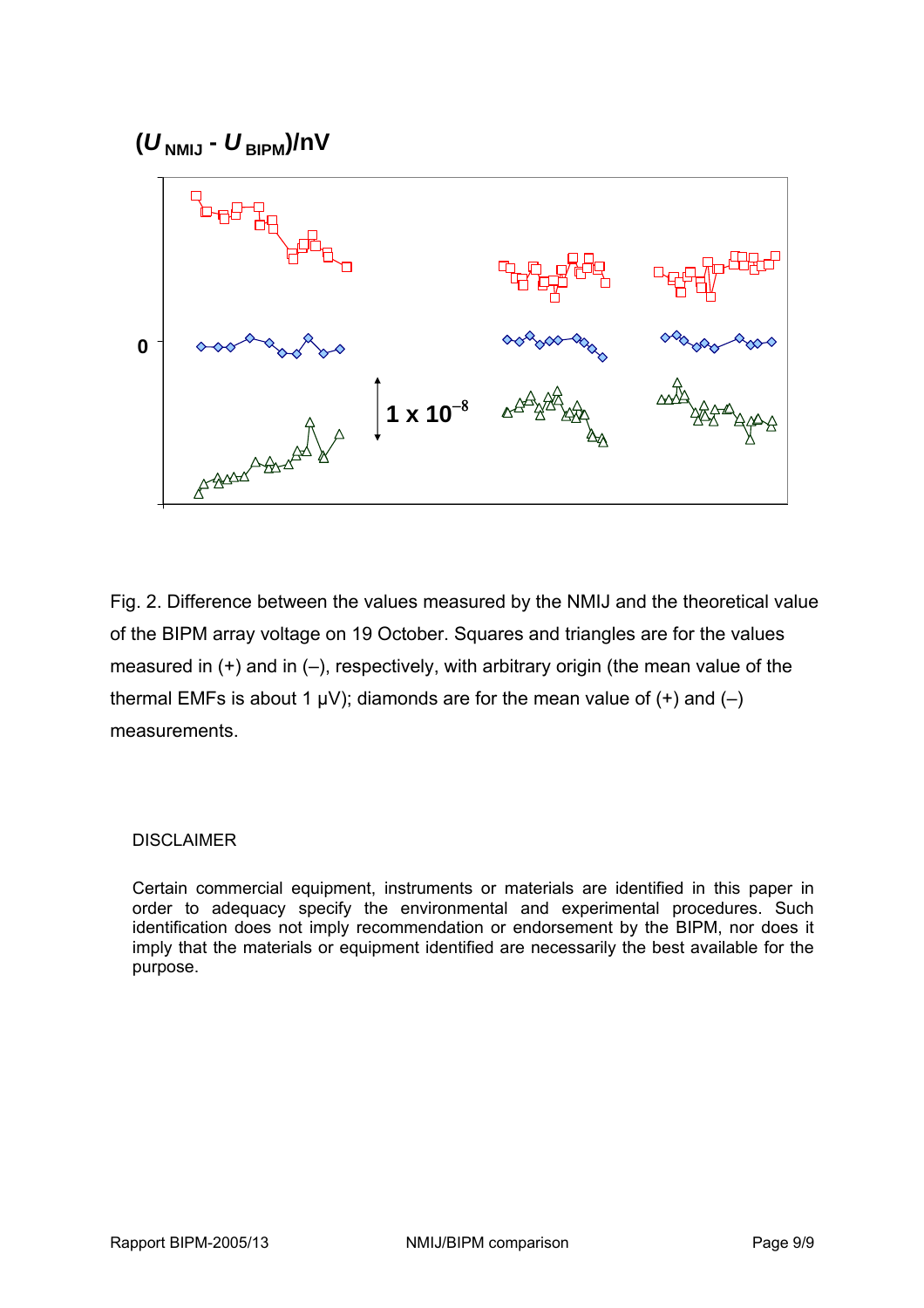$(U_{NMIJ} - U_{BIPM})$/nV

0

$1 \times 10^{-8}$

Fig. 2. Difference between the values measured by the NMIJ and the theoretical value of the BIPM array voltage on 19 October. Squares and triangles are for the values measured in (+) and in (–), respectively, with arbitrary origin (the mean value of the thermal EMFs is about 1 μV); diamonds are for the mean value of (+) and (–) measurements.

DISCLAIMER

Certain commercial equipment, instruments or materials are identified in this paper in order to adequacy specify the environmental and experimental procedures. Such identification does not imply recommendation or endorsement by the BIPM, nor does it imply that the materials or equipment identified are necessarily the best available for the purpose.